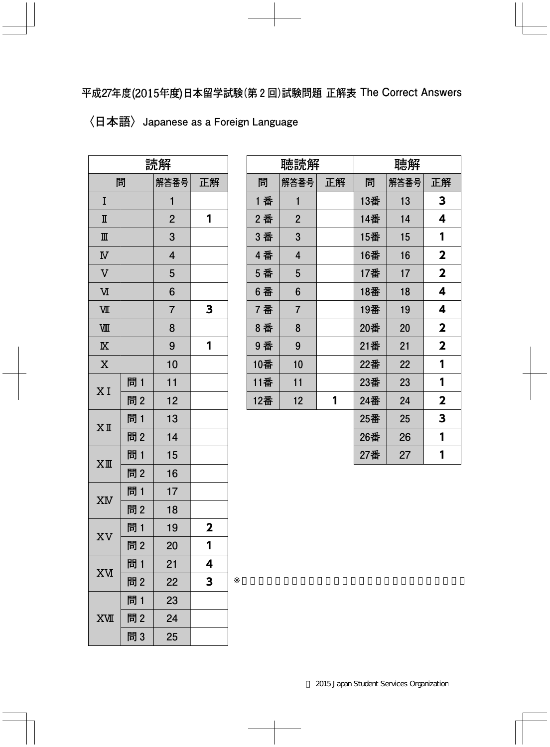平成27年度(2015年度)日本留学試験(第２回)試験問題 正解表 The Correct Answers

〈日本語〉 Japanese as a Foreign Language

| 読解 | | | |
|---|---|---|---|
| 問 | | 解答番号 | 正解 |
| Ⅰ | | 1 | |
| Ⅱ | | 2 | 1 |
| Ⅲ | | 3 | |
| Ⅳ | | 4 | |
| Ⅴ | | 5 | |
| Ⅵ | | 6 | |
| Ⅶ | | 7 | 3 |
| Ⅷ | | 8 | |
| Ⅸ | | 9 | 1 |
| Ⅹ | | 10 | |
| ⅩⅠ | 問１ | 11 | |
| | 問２ | 12 | |
| ⅩⅡ | 問１ | 13 | |
| | 問２ | 14 | |
| ⅩⅢ | 問１ | 15 | |
| | 問２ | 16 | |
| ⅩⅣ | 問１ | 17 | |
| | 問２ | 18 | |
| ⅩⅤ | 問１ | 19 | 2 |
| | 問２ | 20 | 1 |
| ⅩⅥ | 問１ | 21 | 4 |
| | 問２ | 22 | 3 |
| ⅩⅦ | 問１ | 23 | |
| | 問２ | 24 | |
| | 問３ | 25 | |

| 聴読解 | | | 聴解 | | |
|---|---|---|---|---|---|
| 問 | 解答番号 | 正解 | 問 | 解答番号 | 正解 |
| １番 | 1 | | 13番 | 13 | 3 |
| ２番 | 2 | | 14番 | 14 | 4 |
| ３番 | 3 | | 15番 | 15 | 1 |
| ４番 | 4 | | 16番 | 16 | 2 |
| ５番 | 5 | | 17番 | 17 | 2 |
| ６番 | 6 | | 18番 | 18 | 4 |
| ７番 | 7 | | 19番 | 19 | 4 |
| ８番 | 8 | | 20番 | 20 | 2 |
| ９番 | 9 | | 21番 | 21 | 2 |
| 10番 | 10 | | 22番 | 22 | 1 |
| 11番 | 11 | | 23番 | 23 | 1 |
| 12番 | 12 | 1 | 24番 | 24 | 2 |
| | | | 25番 | 25 | 3 |
| | | | 26番 | 26 | 1 |
| | | | 27番 | 27 | 1 |

※

Ⓒ 2015 Japan Student Services Organization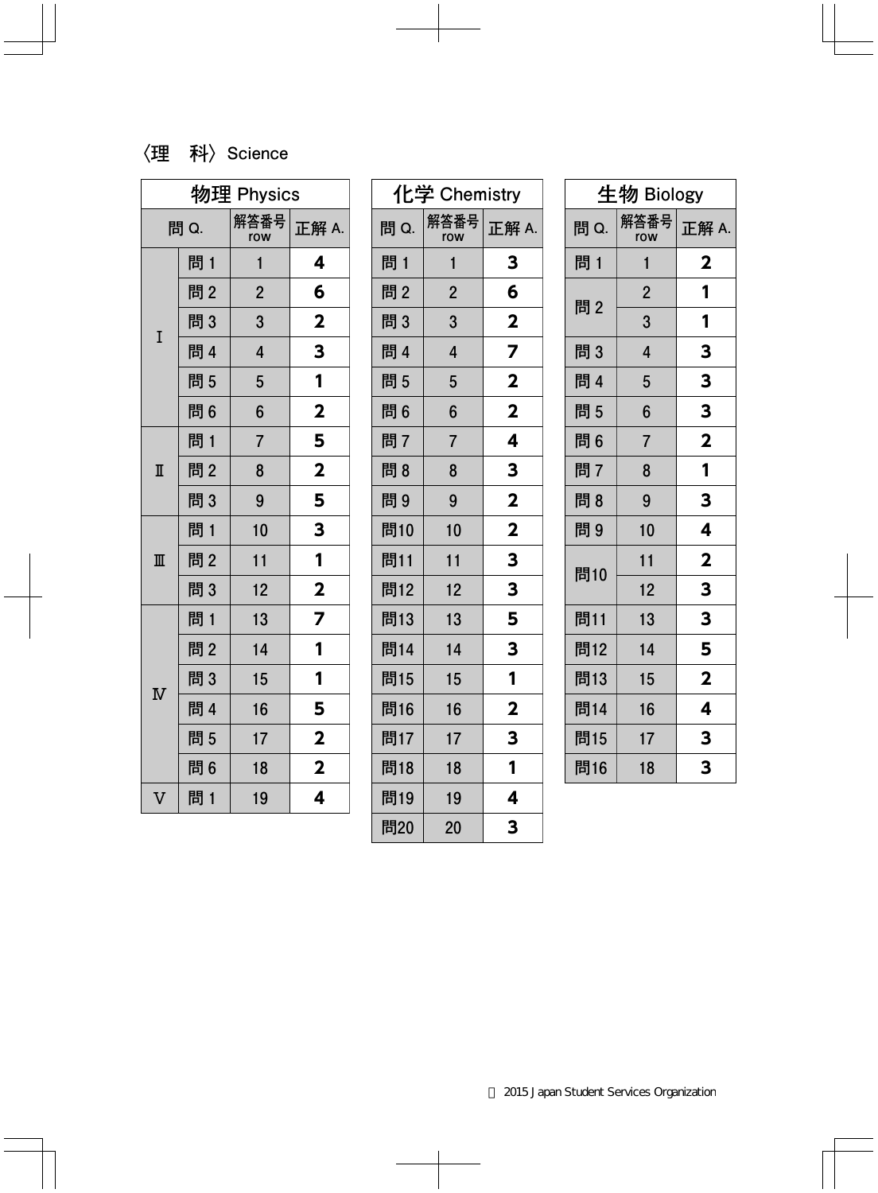〈理　科〉Science

**物理 Physics**

| 問 Q. | | 解答番号 row | 正解 A. |
|---|---|---|---|
| Ⅰ | 問 1 | 1 | **4** |
| | 問 2 | 2 | **6** |
| | 問 3 | 3 | **2** |
| | 問 4 | 4 | **3** |
| | 問 5 | 5 | **1** |
| | 問 6 | 6 | **2** |
| Ⅱ | 問 1 | 7 | **5** |
| | 問 2 | 8 | **2** |
| | 問 3 | 9 | **5** |
| Ⅲ | 問 1 | 10 | **3** |
| | 問 2 | 11 | **1** |
| | 問 3 | 12 | **2** |
| Ⅳ | 問 1 | 13 | **7** |
| | 問 2 | 14 | **1** |
| | 問 3 | 15 | **1** |
| | 問 4 | 16 | **5** |
| | 問 5 | 17 | **2** |
| | 問 6 | 18 | **2** |
| Ⅴ | 問 1 | 19 | **4** |

**化学 Chemistry**

| 問 Q. | 解答番号 row | 正解 A. |
|---|---|---|
| 問 1 | 1 | **3** |
| 問 2 | 2 | **6** |
| 問 3 | 3 | **2** |
| 問 4 | 4 | **7** |
| 問 5 | 5 | **2** |
| 問 6 | 6 | **2** |
| 問 7 | 7 | **4** |
| 問 8 | 8 | **3** |
| 問 9 | 9 | **2** |
| 問10 | 10 | **2** |
| 問11 | 11 | **3** |
| 問12 | 12 | **3** |
| 問13 | 13 | **5** |
| 問14 | 14 | **3** |
| 問15 | 15 | **1** |
| 問16 | 16 | **2** |
| 問17 | 17 | **3** |
| 問18 | 18 | **1** |
| 問19 | 19 | **4** |
| 問20 | 20 | **3** |

**生物 Biology**

| 問 Q. | 解答番号 row | 正解 A. |
|---|---|---|
| 問 1 | 1 | **2** |
| 問 2 | 2 | **1** |
| | 3 | **1** |
| 問 3 | 4 | **3** |
| 問 4 | 5 | **3** |
| 問 5 | 6 | **3** |
| 問 6 | 7 | **2** |
| 問 7 | 8 | **1** |
| 問 8 | 9 | **3** |
| 問 9 | 10 | **4** |
| 問10 | 11 | **2** |
| | 12 | **3** |
| 問11 | 13 | **3** |
| 問12 | 14 | **5** |
| 問13 | 15 | **2** |
| 問14 | 16 | **4** |
| 問15 | 17 | **3** |
| 問16 | 18 | **3** |

Ⓒ 2015 Japan Student Services Organization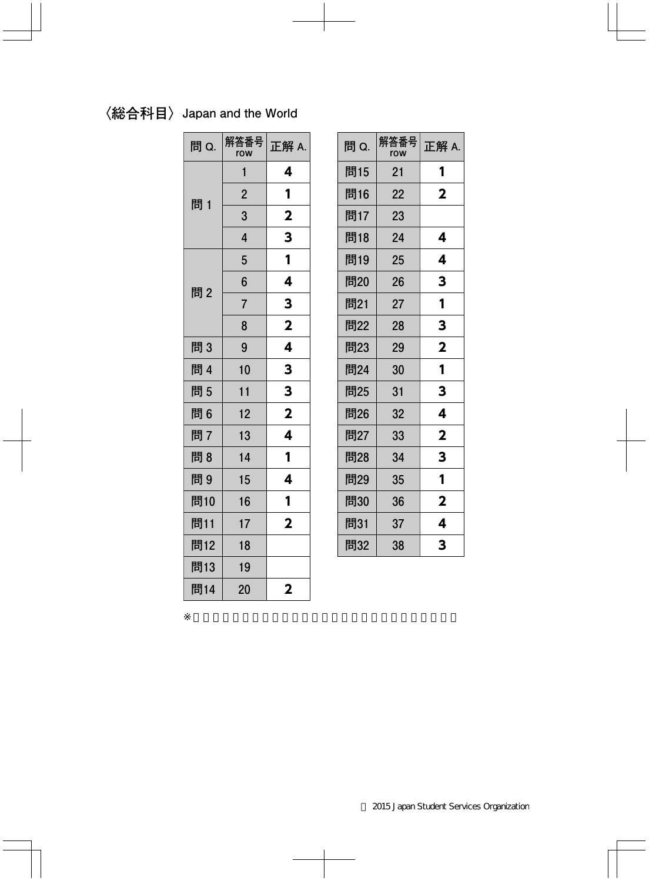## 〈総合科目〉 Japan and the World

| 問 Q. | 解答番号 row | 正解 A. |
|---|---|---|
| 問 1 | 1 | 4 |
| | 2 | 1 |
| | 3 | 2 |
| | 4 | 3 |
| 問 2 | 5 | 1 |
| | 6 | 4 |
| | 7 | 3 |
| | 8 | 2 |
| 問 3 | 9 | 4 |
| 問 4 | 10 | 3 |
| 問 5 | 11 | 3 |
| 問 6 | 12 | 2 |
| 問 7 | 13 | 4 |
| 問 8 | 14 | 1 |
| 問 9 | 15 | 4 |
| 問10 | 16 | 1 |
| 問11 | 17 | 2 |
| 問12 | 18 | |
| 問13 | 19 | |
| 問14 | 20 | 2 |

| 問 Q. | 解答番号 row | 正解 A. |
|---|---|---|
| 問15 | 21 | 1 |
| 問16 | 22 | 2 |
| 問17 | 23 | |
| 問18 | 24 | 4 |
| 問19 | 25 | 4 |
| 問20 | 26 | 3 |
| 問21 | 27 | 1 |
| 問22 | 28 | 3 |
| 問23 | 29 | 2 |
| 問24 | 30 | 1 |
| 問25 | 31 | 3 |
| 問26 | 32 | 4 |
| 問27 | 33 | 2 |
| 問28 | 34 | 3 |
| 問29 | 35 | 1 |
| 問30 | 36 | 2 |
| 問31 | 37 | 4 |
| 問32 | 38 | 3 |

※

© 2015 Japan Student Services Organization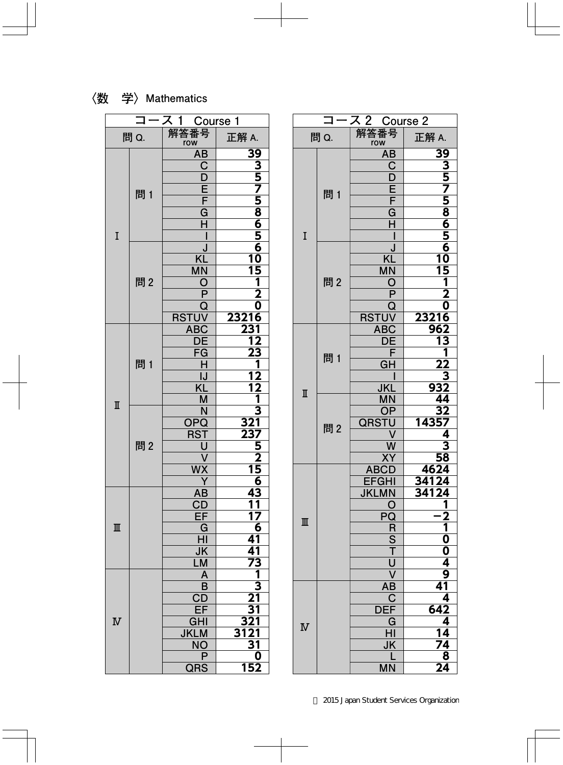〈数　学〉Mathematics

| コース１ Course 1 | | | |
|---|---|---|---|
| 問 Q. | | 解答番号 row | 正解 A. |
| Ⅰ | 問１ | AB | 39 |
| | | C | 3 |
| | | D | 5 |
| | | E | 7 |
| | | F | 5 |
| | | G | 8 |
| | | H | 6 |
| | | I | 5 |
| | 問２ | J | 6 |
| | | KL | 10 |
| | | MN | 15 |
| | | O | 1 |
| | | P | 2 |
| | | Q | 0 |
| | | RSTUV | 23216 |
| Ⅱ | 問１ | ABC | 231 |
| | | DE | 12 |
| | | FG | 23 |
| | | H | 1 |
| | | IJ | 12 |
| | | KL | 12 |
| | | M | 1 |
| | 問２ | N | 3 |
| | | OPQ | 321 |
| | | RST | 237 |
| | | U | 5 |
| | | V | 2 |
| | | WX | 15 |
| | | Y | 6 |
| Ⅲ | | AB | 43 |
| | | CD | 11 |
| | | EF | 17 |
| | | G | 6 |
| | | HI | 41 |
| | | JK | 41 |
| | | LM | 73 |
| Ⅳ | | A | 1 |
| | | B | 3 |
| | | CD | 21 |
| | | EF | 31 |
| | | GHI | 321 |
| | | JKLM | 3121 |
| | | NO | 31 |
| | | P | 0 |
| | | QRS | 152 |

| コース２ Course 2 | | | |
|---|---|---|---|
| 問 Q. | | 解答番号 row | 正解 A. |
| Ⅰ | 問１ | AB | 39 |
| | | C | 3 |
| | | D | 5 |
| | | E | 7 |
| | | F | 5 |
| | | G | 8 |
| | | H | 6 |
| | | I | 5 |
| | 問２ | J | 6 |
| | | KL | 10 |
| | | MN | 15 |
| | | O | 1 |
| | | P | 2 |
| | | Q | 0 |
| | | RSTUV | 23216 |
| Ⅱ | 問１ | ABC | 962 |
| | | DE | 13 |
| | | F | 1 |
| | | GH | 22 |
| | | I | 3 |
| | | JKL | 932 |
| | 問２ | MN | 44 |
| | | OP | 32 |
| | | QRSTU | 14357 |
| | | V | 4 |
| | | W | 3 |
| | | XY | 58 |
| Ⅲ | | ABCD | 4624 |
| | | EFGHI | 34124 |
| | | JKLMN | 34124 |
| | | O | 1 |
| | | PQ | −2 |
| | | R | 1 |
| | | S | 0 |
| | | T | 0 |
| | | U | 4 |
| | | V | 9 |
| Ⅳ | | AB | 41 |
| | | C | 4 |
| | | DEF | 642 |
| | | G | 4 |
| | | HI | 14 |
| | | JK | 74 |
| | | L | 8 |
| | | MN | 24 |

Ⓒ 2015 Japan Student Services Organization